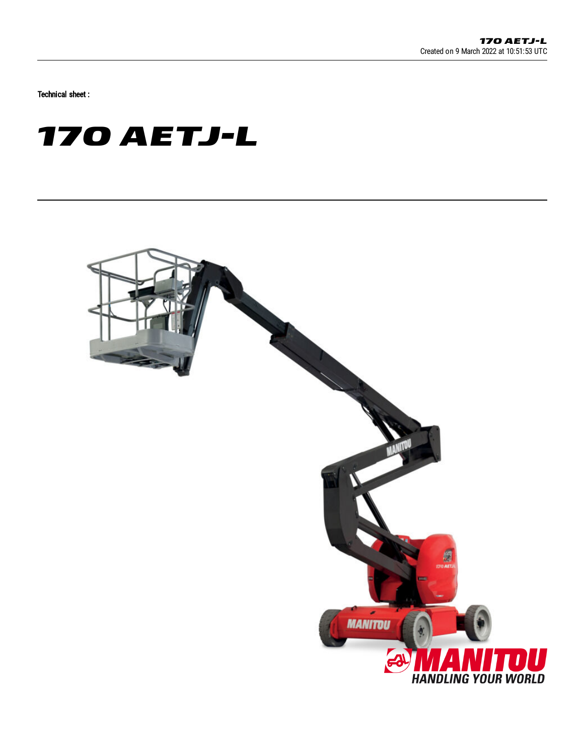Technical sheet :

# 170 AETJ-L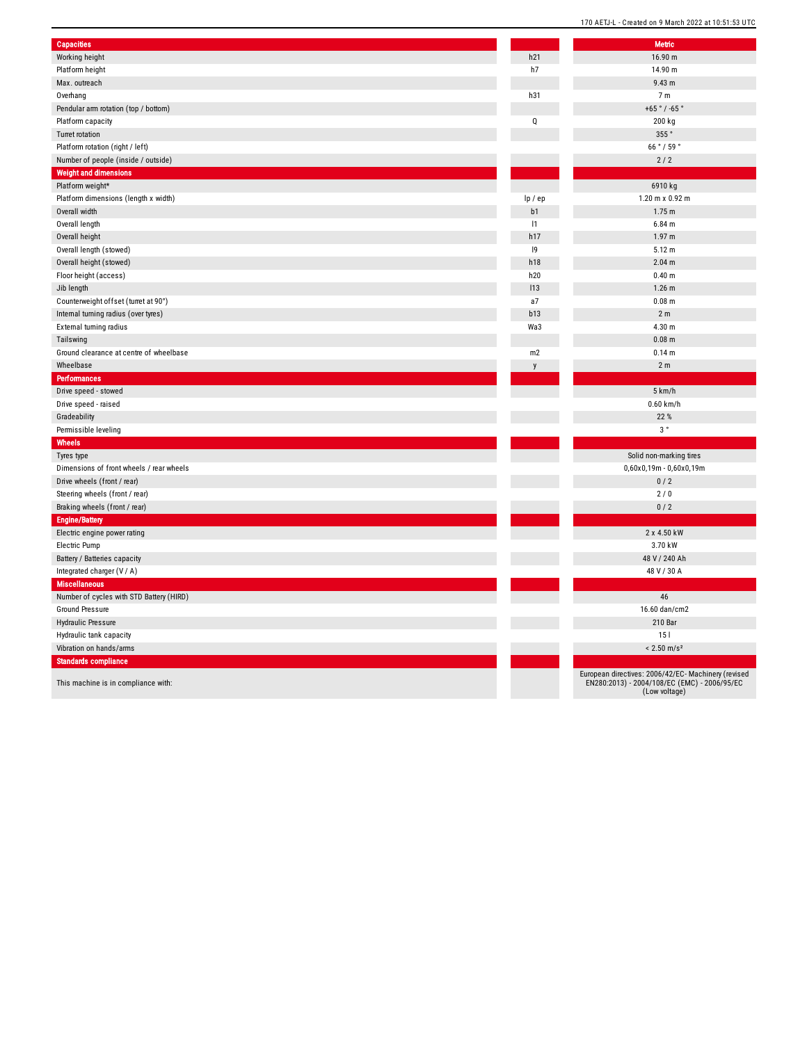| Capacities | | Metric |
|---|---|---|
| Working height | h21 | 16.90 m |
| Platform height | h7 | 14.90 m |
| Max. outreach | | 9.43 m |
| Overhang | h31 | 7 m |
| Pendular arm rotation (top / bottom) | | +65 ° / -65 ° |
| Platform capacity | Q | 200 kg |
| Turret rotation | | 355 ° |
| Platform rotation (right / left) | | 66 ° / 59 ° |
| Number of people (inside / outside) | | 2 / 2 |
| **Weight and dimensions** | | |
| Platform weight* | | 6910 kg |
| Platform dimensions (length x width) | lp / ep | 1.20 m x 0.92 m |
| Overall width | b1 | 1.75 m |
| Overall length | l1 | 6.84 m |
| Overall height | h17 | 1.97 m |
| Overall length (stowed) | l9 | 5.12 m |
| Overall height (stowed) | h18 | 2.04 m |
| Floor height (access) | h20 | 0.40 m |
| Jib length | l13 | 1.26 m |
| Counterweight offset (turret at 90°) | a7 | 0.08 m |
| Internal turning radius (over tyres) | b13 | 2 m |
| External turning radius | Wa3 | 4.30 m |
| Tailswing | | 0.08 m |
| Ground clearance at centre of wheelbase | m2 | 0.14 m |
| Wheelbase | y | 2 m |
| **Performances** | | |
| Drive speed - stowed | | 5 km/h |
| Drive speed - raised | | 0.60 km/h |
| Gradeability | | 22 % |
| Permissible leveling | | 3 ° |
| **Wheels** | | |
| Tyres type | | Solid non-marking tires |
| Dimensions of front wheels / rear wheels | | 0,60x0,19m - 0,60x0,19m |
| Drive wheels (front / rear) | | 0 / 2 |
| Steering wheels (front / rear) | | 2 / 0 |
| Braking wheels (front / rear) | | 0 / 2 |
| **Engine/Battery** | | |
| Electric engine power rating | | 2 x 4.50 kW |
| Electric Pump | | 3.70 kW |
| Battery / Batteries capacity | | 48 V / 240 Ah |
| Integrated charger (V / A) | | 48 V / 30 A |
| **Miscellaneous** | | |
| Number of cycles with STD Battery (HIRD) | | 46 |
| Ground Pressure | | 16.60 dan/cm2 |
| Hydraulic Pressure | | 210 Bar |
| Hydraulic tank capacity | | 15 l |
| Vibration on hands/arms | | < 2.50 m/s² |
| **Standards compliance** | | |
| This machine is in compliance with: | | European directives: 2006/42/EC- Machinery (revised EN280:2013) - 2004/108/EC (EMC) - 2006/95/EC (Low voltage) |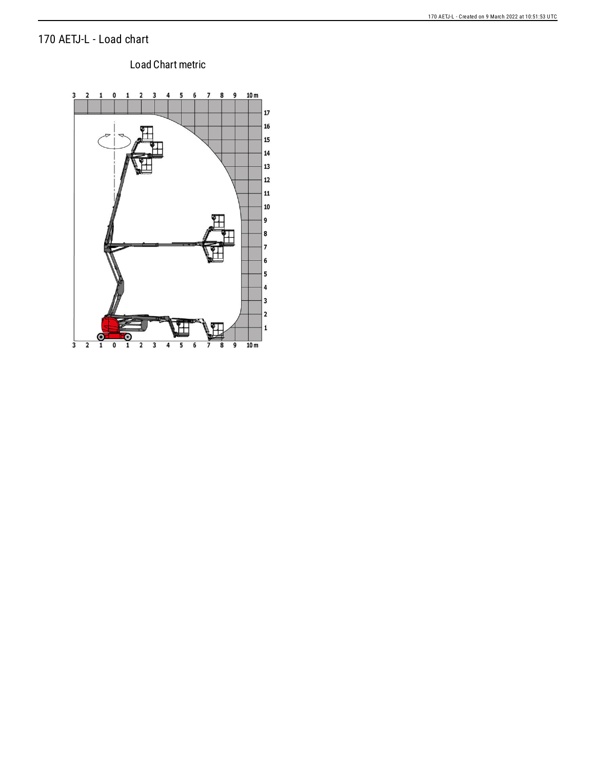# 170 AETJ-L - Load chart

Load Chart metric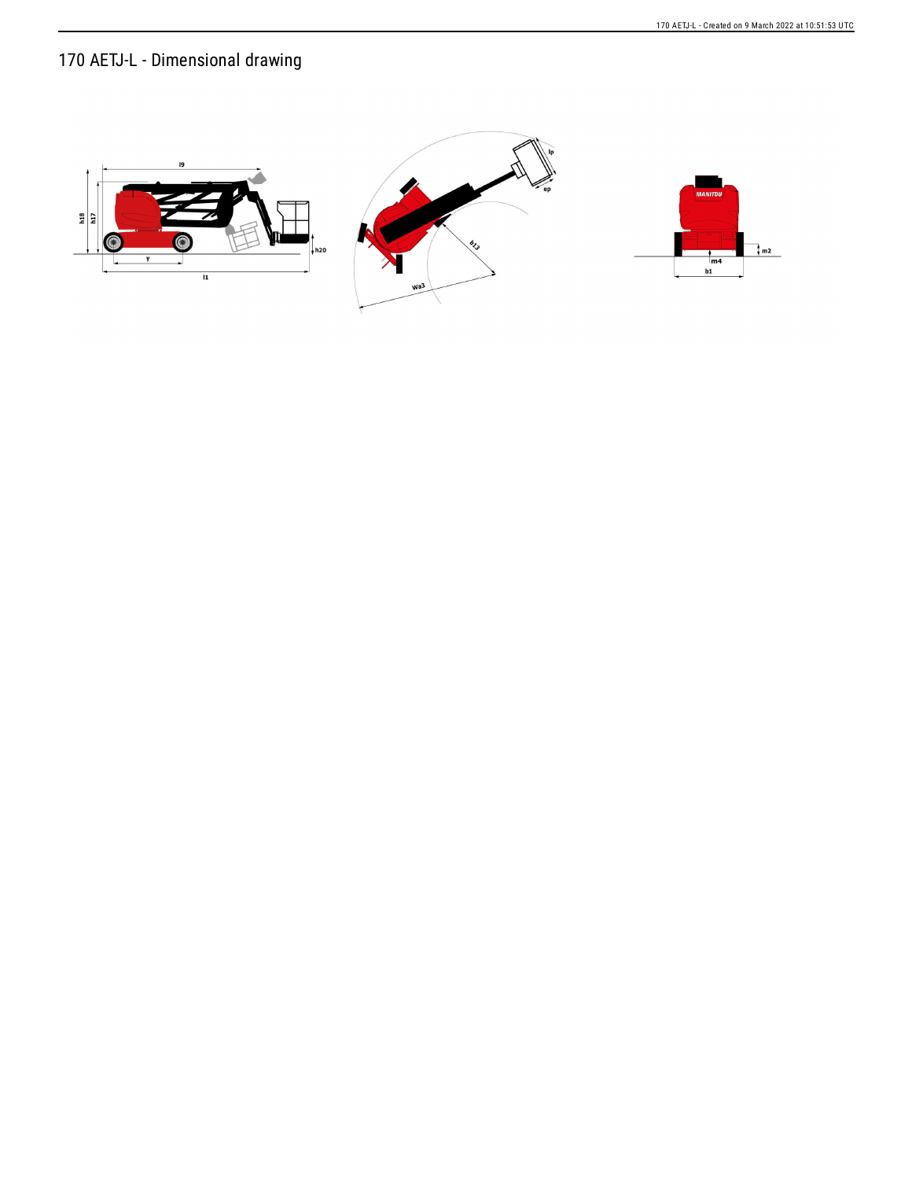# 170 AETJ-L - Dimensional drawing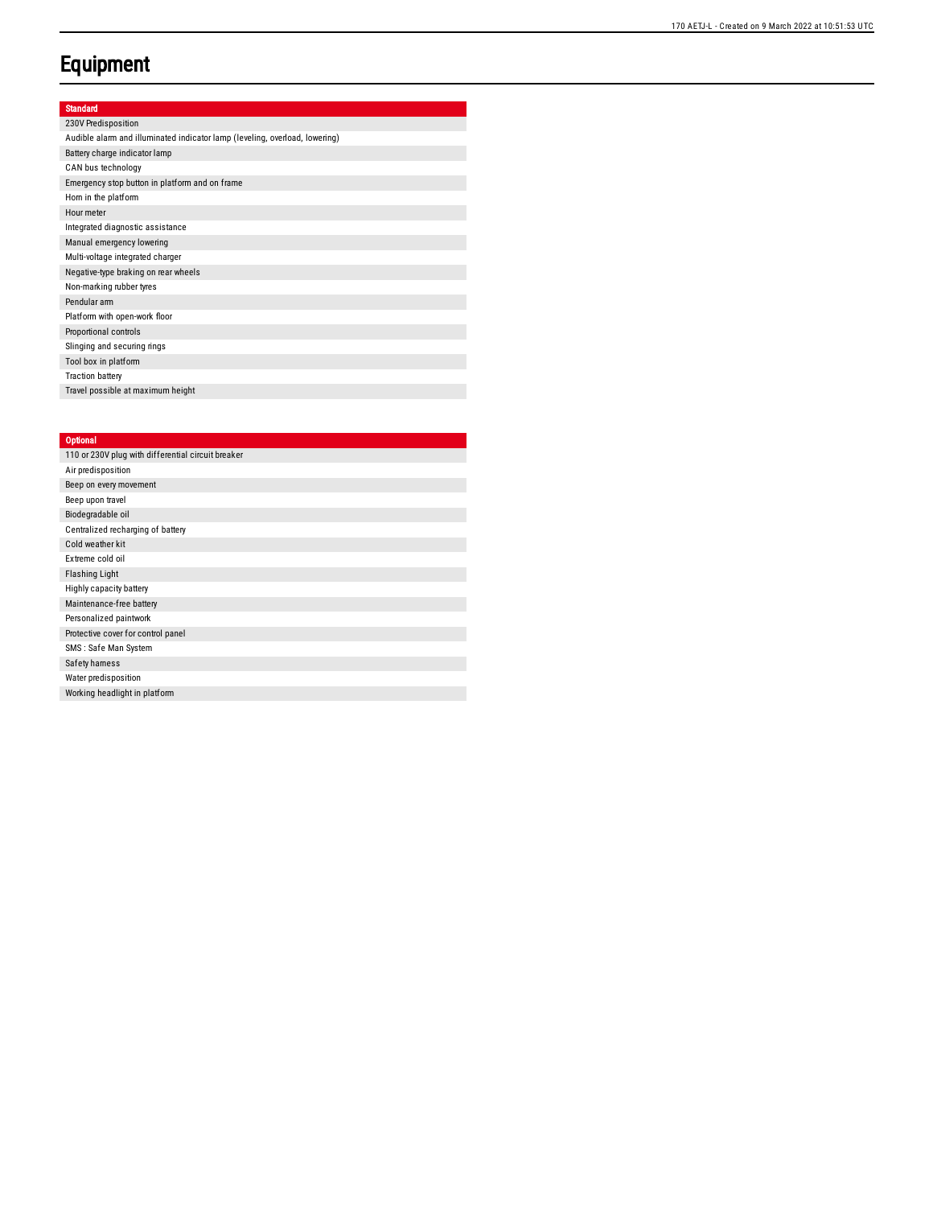# Equipment

| Standard |
| --- |
| 230V Predisposition |
| Audible alarm and illuminated indicator lamp (leveling, overload, lowering) |
| Battery charge indicator lamp |
| CAN bus technology |
| Emergency stop button in platform and on frame |
| Horn in the platform |
| Hour meter |
| Integrated diagnostic assistance |
| Manual emergency lowering |
| Multi-voltage integrated charger |
| Negative-type braking on rear wheels |
| Non-marking rubber tyres |
| Pendular arm |
| Platform with open-work floor |
| Proportional controls |
| Slinging and securing rings |
| Tool box in platform |
| Traction battery |
| Travel possible at maximum height |

| Optional |
| --- |
| 110 or 230V plug with differential circuit breaker |
| Air predisposition |
| Beep on every movement |
| Beep upon travel |
| Biodegradable oil |
| Centralized recharging of battery |
| Cold weather kit |
| Extreme cold oil |
| Flashing Light |
| Highly capacity battery |
| Maintenance-free battery |
| Personalized paintwork |
| Protective cover for control panel |
| SMS : Safe Man System |
| Safety harness |
| Water predisposition |
| Working headlight in platform |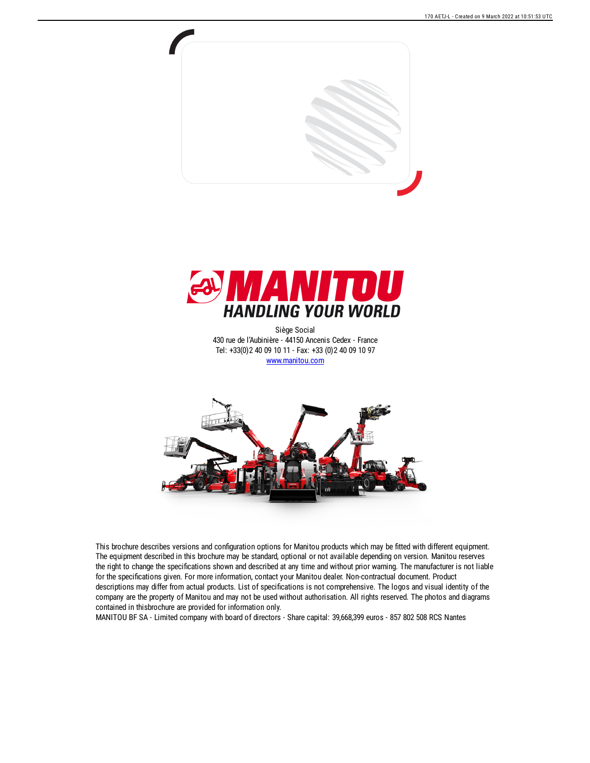Siège Social
430 rue de l'Aubinière - 44150 Ancenis Cedex - France
Tel: +33(0)2 40 09 10 11 - Fax: +33 (0)2 40 09 10 97
www.manitou.com

This brochure describes versions and configuration options for Manitou products which may be fitted with different equipment. The equipment described in this brochure may be standard, optional or not available depending on version. Manitou reserves the right to change the specifications shown and described at any time and without prior warning. The manufacturer is not liable for the specifications given. For more information, contact your Manitou dealer. Non-contractual document. Product descriptions may differ from actual products. List of specifications is not comprehensive. The logos and visual identity of the company are the property of Manitou and may not be used without authorisation. All rights reserved. The photos and diagrams contained in thisbrochure are provided for information only.
MANITOU BF SA - Limited company with board of directors - Share capital: 39,668,399 euros - 857 802 508 RCS Nantes